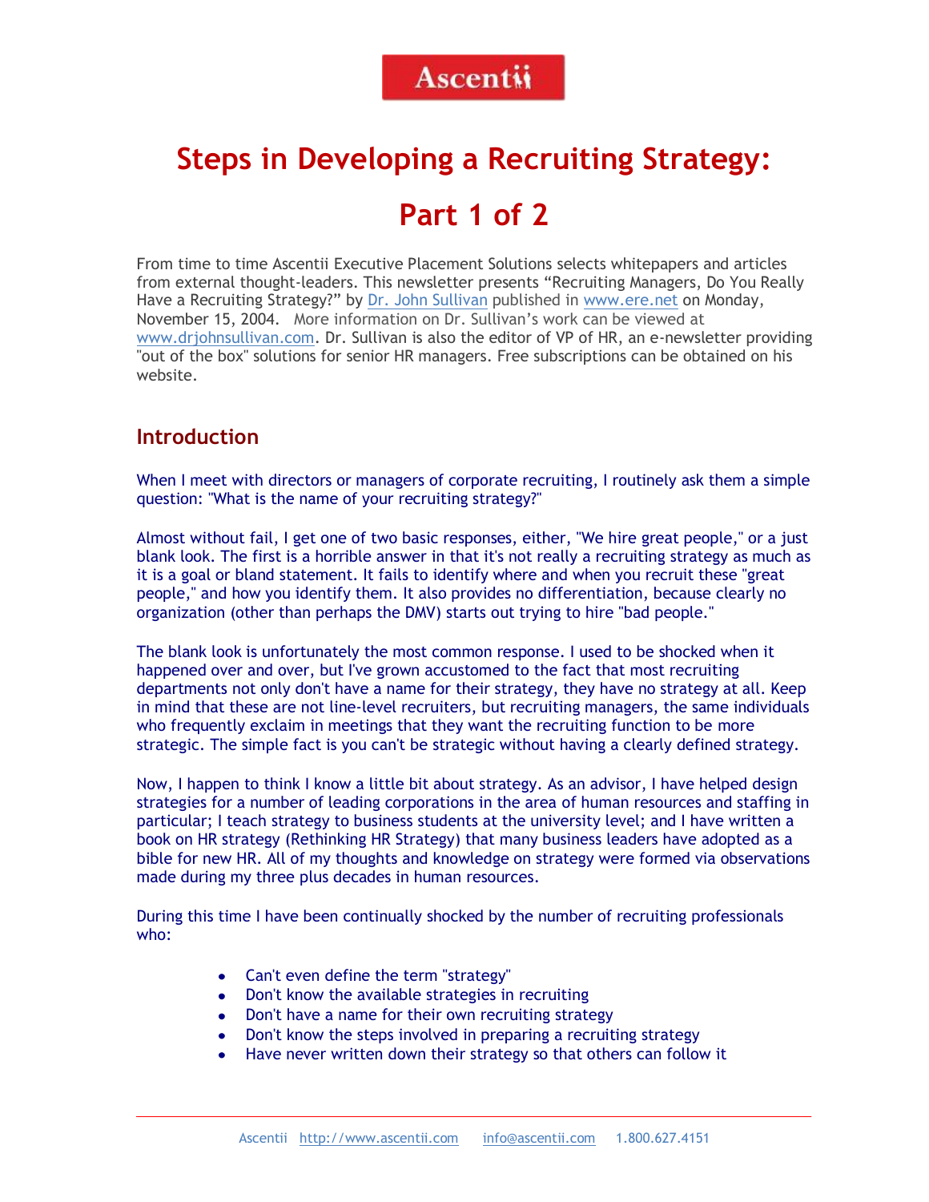Ascentii

# Steps in Developing a Recruiting Strategy: Part 1 of 2

From time to time Ascentii Executive Placement Solutions selects whitepapers and articles from external thought-leaders. This newsletter presents "Recruiting Managers, Do You Really Have a Recruiting Strategy?" by Dr. John Sullivan published in www.ere.net on Monday, November 15, 2004. More information on Dr. Sullivan's work can be viewed at www.drjohnsullivan.com. Dr. Sullivan is also the editor of VP of HR, an e-newsletter providing "out of the box" solutions for senior HR managers. Free subscriptions can be obtained on his website.

## Introduction

When I meet with directors or managers of corporate recruiting, I routinely ask them a simple question: "What is the name of your recruiting strategy?"

Almost without fail, I get one of two basic responses, either, "We hire great people," or a just blank look. The first is a horrible answer in that it's not really a recruiting strategy as much as it is a goal or bland statement. It fails to identify where and when you recruit these "great people," and how you identify them. It also provides no differentiation, because clearly no organization (other than perhaps the DMV) starts out trying to hire "bad people."

The blank look is unfortunately the most common response. I used to be shocked when it happened over and over, but I've grown accustomed to the fact that most recruiting departments not only don't have a name for their strategy, they have no strategy at all. Keep in mind that these are not line-level recruiters, but recruiting managers, the same individuals who frequently exclaim in meetings that they want the recruiting function to be more strategic. The simple fact is you can't be strategic without having a clearly defined strategy.

Now, I happen to think I know a little bit about strategy. As an advisor, I have helped design strategies for a number of leading corporations in the area of human resources and staffing in particular; I teach strategy to business students at the university level; and I have written a book on HR strategy (Rethinking HR Strategy) that many business leaders have adopted as a bible for new HR. All of my thoughts and knowledge on strategy were formed via observations made during my three plus decades in human resources.

During this time I have been continually shocked by the number of recruiting professionals who:

- Can't even define the term "strategy"
- Don't know the available strategies in recruiting
- Don't have a name for their own recruiting strategy
- Don't know the steps involved in preparing a recruiting strategy
- Have never written down their strategy so that others can follow it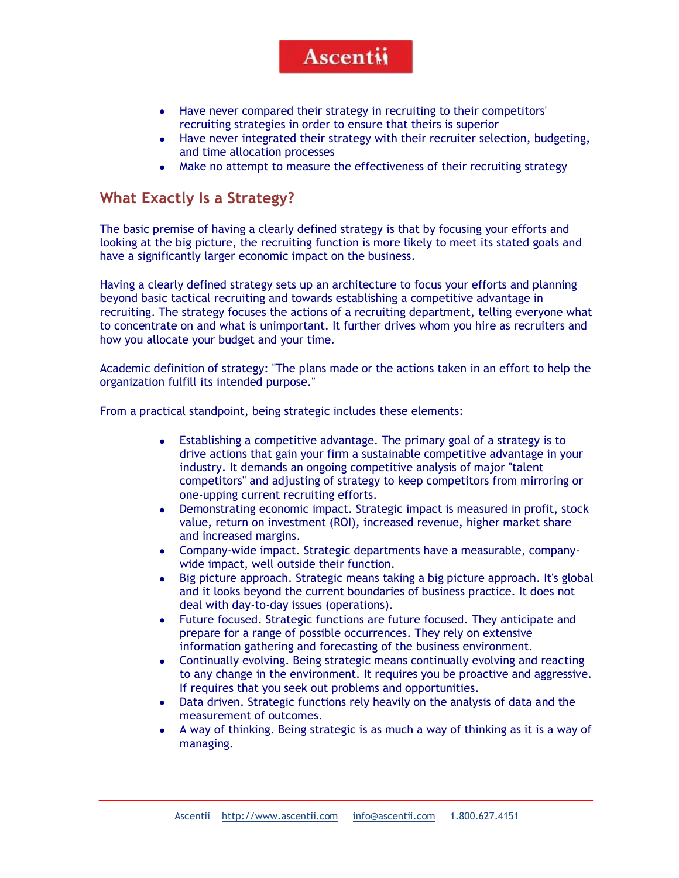- Have never compared their strategy in recruiting to their competitors' recruiting strategies in order to ensure that theirs is superior
- Have never integrated their strategy with their recruiter selection, budgeting, and time allocation processes
- Make no attempt to measure the effectiveness of their recruiting strategy

## What Exactly Is a Strategy?

The basic premise of having a clearly defined strategy is that by focusing your efforts and looking at the big picture, the recruiting function is more likely to meet its stated goals and have a significantly larger economic impact on the business.

Having a clearly defined strategy sets up an architecture to focus your efforts and planning beyond basic tactical recruiting and towards establishing a competitive advantage in recruiting. The strategy focuses the actions of a recruiting department, telling everyone what to concentrate on and what is unimportant. It further drives whom you hire as recruiters and how you allocate your budget and your time.

Academic definition of strategy: "The plans made or the actions taken in an effort to help the organization fulfill its intended purpose."

From a practical standpoint, being strategic includes these elements:

- Establishing a competitive advantage. The primary goal of a strategy is to drive actions that gain your firm a sustainable competitive advantage in your industry. It demands an ongoing competitive analysis of major "talent competitors" and adjusting of strategy to keep competitors from mirroring or one-upping current recruiting efforts.
- Demonstrating economic impact. Strategic impact is measured in profit, stock value, return on investment (ROI), increased revenue, higher market share and increased margins.
- Company-wide impact. Strategic departments have a measurable, company-wide impact, well outside their function.
- Big picture approach. Strategic means taking a big picture approach. It's global and it looks beyond the current boundaries of business practice. It does not deal with day-to-day issues (operations).
- Future focused. Strategic functions are future focused. They anticipate and prepare for a range of possible occurrences. They rely on extensive information gathering and forecasting of the business environment.
- Continually evolving. Being strategic means continually evolving and reacting to any change in the environment. It requires you be proactive and aggressive. If requires that you seek out problems and opportunities.
- Data driven. Strategic functions rely heavily on the analysis of data and the measurement of outcomes.
- A way of thinking. Being strategic is as much a way of thinking as it is a way of managing.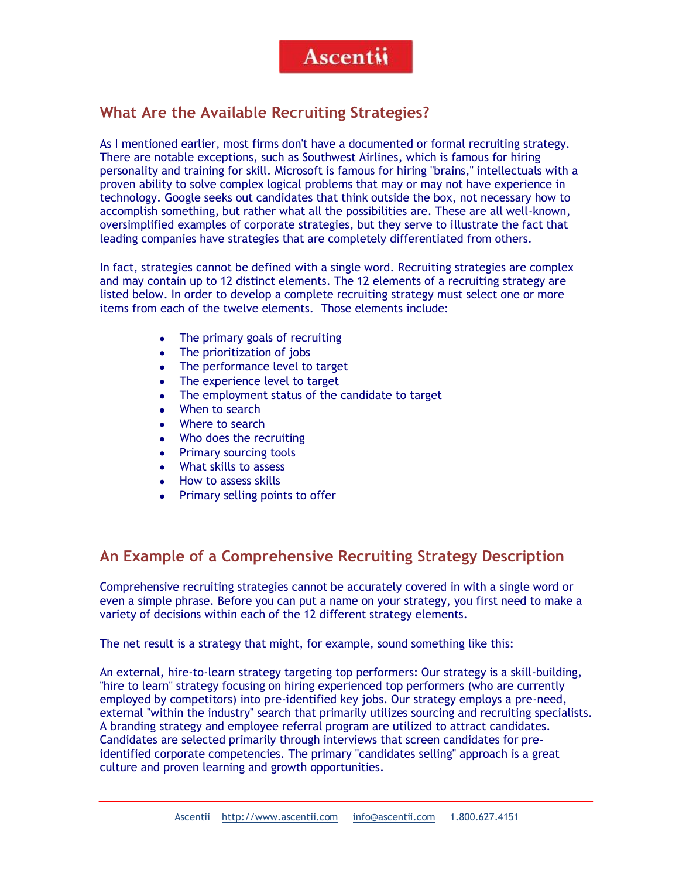## What Are the Available Recruiting Strategies?

As I mentioned earlier, most firms don't have a documented or formal recruiting strategy. There are notable exceptions, such as Southwest Airlines, which is famous for hiring personality and training for skill. Microsoft is famous for hiring "brains," intellectuals with a proven ability to solve complex logical problems that may or may not have experience in technology. Google seeks out candidates that think outside the box, not necessary how to accomplish something, but rather what all the possibilities are. These are all well-known, oversimplified examples of corporate strategies, but they serve to illustrate the fact that leading companies have strategies that are completely differentiated from others.

In fact, strategies cannot be defined with a single word. Recruiting strategies are complex and may contain up to 12 distinct elements. The 12 elements of a recruiting strategy are listed below. In order to develop a complete recruiting strategy must select one or more items from each of the twelve elements. Those elements include:

- The primary goals of recruiting
- The prioritization of jobs
- The performance level to target
- The experience level to target
- The employment status of the candidate to target
- When to search
- Where to search
- Who does the recruiting
- Primary sourcing tools
- What skills to assess
- How to assess skills
- Primary selling points to offer

## An Example of a Comprehensive Recruiting Strategy Description

Comprehensive recruiting strategies cannot be accurately covered in with a single word or even a simple phrase. Before you can put a name on your strategy, you first need to make a variety of decisions within each of the 12 different strategy elements.

The net result is a strategy that might, for example, sound something like this:

An external, hire-to-learn strategy targeting top performers: Our strategy is a skill-building, "hire to learn" strategy focusing on hiring experienced top performers (who are currently employed by competitors) into pre-identified key jobs. Our strategy employs a pre-need, external "within the industry" search that primarily utilizes sourcing and recruiting specialists. A branding strategy and employee referral program are utilized to attract candidates. Candidates are selected primarily through interviews that screen candidates for pre-identified corporate competencies. The primary "candidates selling" approach is a great culture and proven learning and growth opportunities.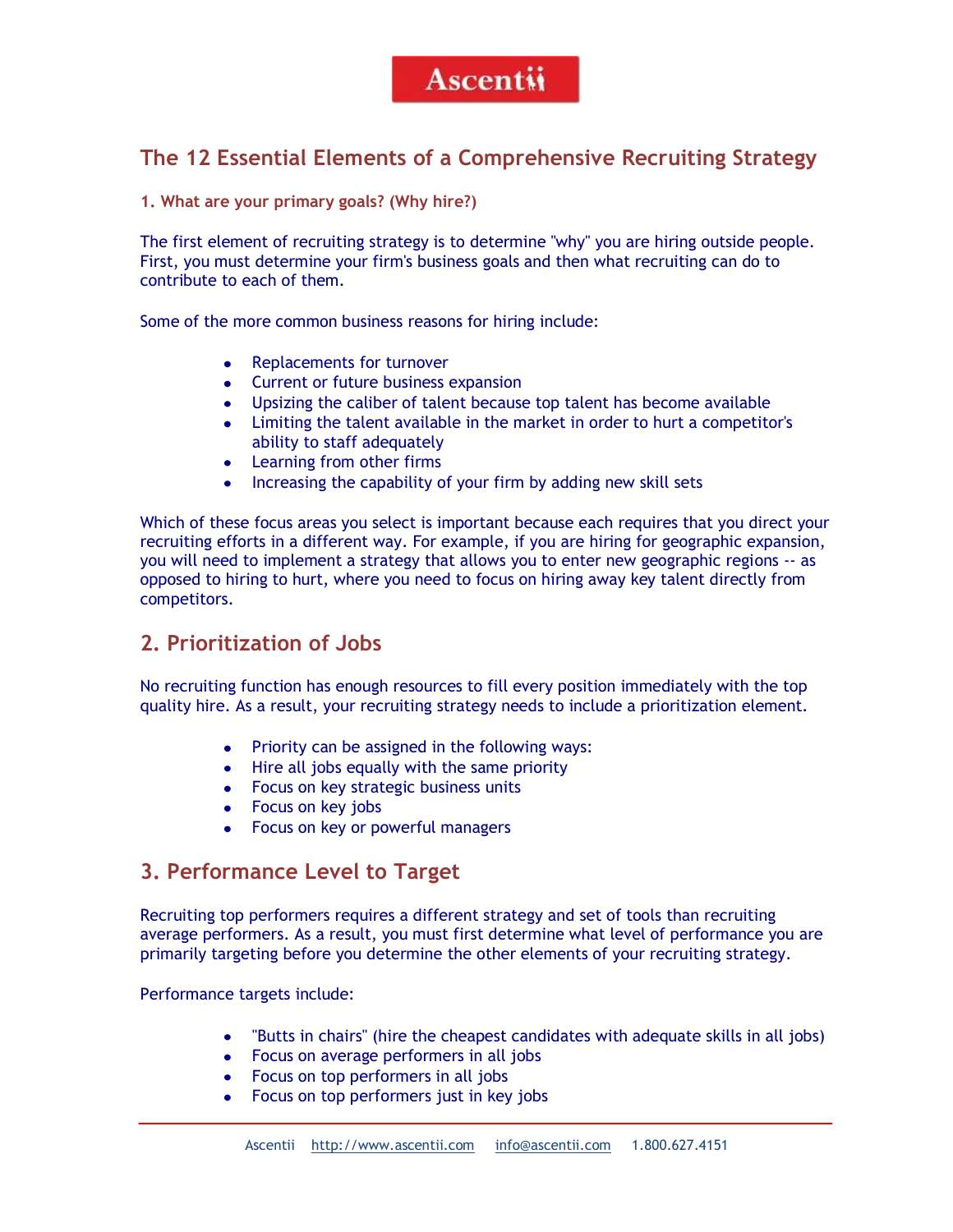# The 12 Essential Elements of a Comprehensive Recruiting Strategy

**1. What are your primary goals? (Why hire?)**

The first element of recruiting strategy is to determine "why" you are hiring outside people. First, you must determine your firm's business goals and then what recruiting can do to contribute to each of them.

Some of the more common business reasons for hiring include:

- Replacements for turnover
- Current or future business expansion
- Upsizing the caliber of talent because top talent has become available
- Limiting the talent available in the market in order to hurt a competitor's ability to staff adequately
- Learning from other firms
- Increasing the capability of your firm by adding new skill sets

Which of these focus areas you select is important because each requires that you direct your recruiting efforts in a different way. For example, if you are hiring for geographic expansion, you will need to implement a strategy that allows you to enter new geographic regions -- as opposed to hiring to hurt, where you need to focus on hiring away key talent directly from competitors.

## 2. Prioritization of Jobs

No recruiting function has enough resources to fill every position immediately with the top quality hire. As a result, your recruiting strategy needs to include a prioritization element.

- Priority can be assigned in the following ways:
- Hire all jobs equally with the same priority
- Focus on key strategic business units
- Focus on key jobs
- Focus on key or powerful managers

## 3. Performance Level to Target

Recruiting top performers requires a different strategy and set of tools than recruiting average performers. As a result, you must first determine what level of performance you are primarily targeting before you determine the other elements of your recruiting strategy.

Performance targets include:

- "Butts in chairs" (hire the cheapest candidates with adequate skills in all jobs)
- Focus on average performers in all jobs
- Focus on top performers in all jobs
- Focus on top performers just in key jobs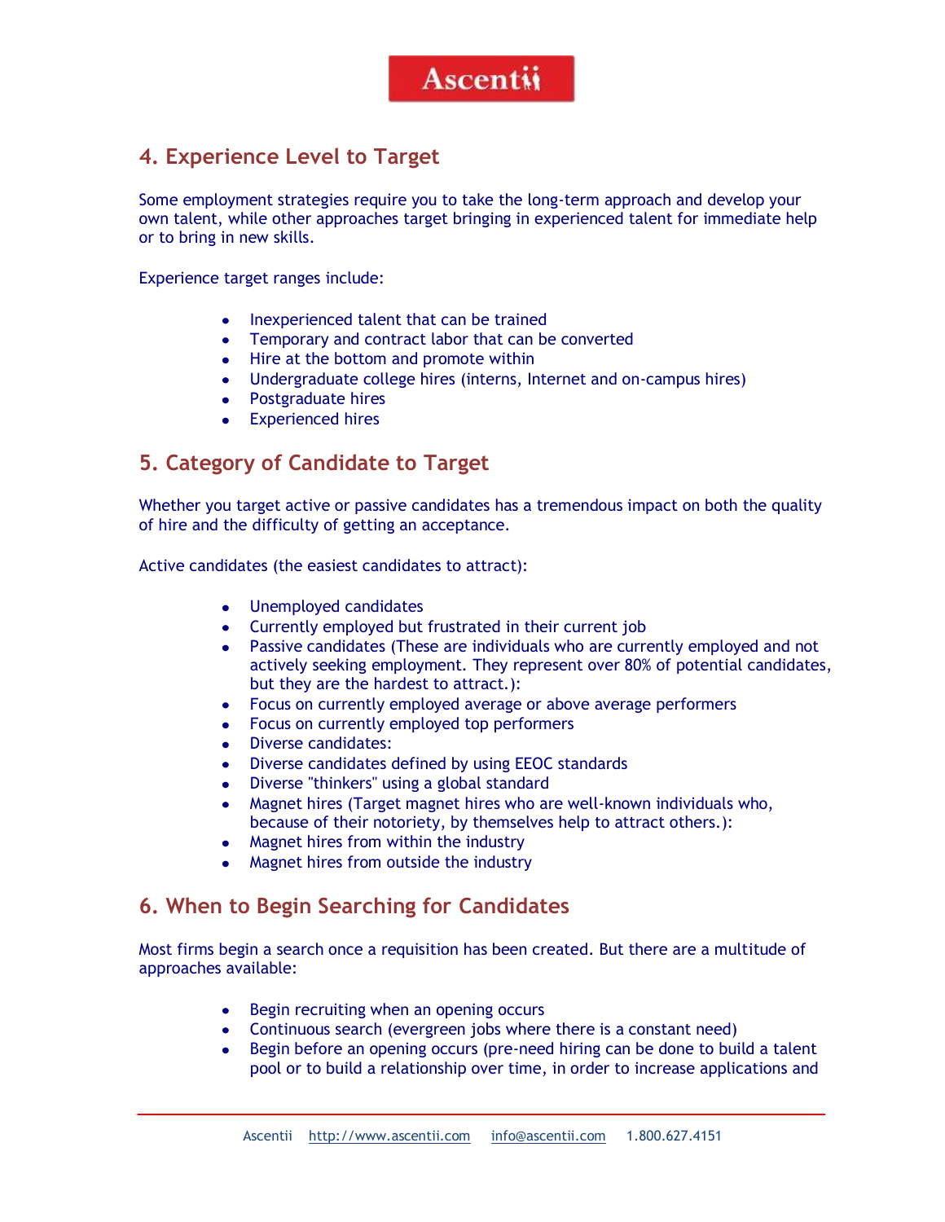## 4. Experience Level to Target

Some employment strategies require you to take the long-term approach and develop your own talent, while other approaches target bringing in experienced talent for immediate help or to bring in new skills.

Experience target ranges include:

- Inexperienced talent that can be trained
- Temporary and contract labor that can be converted
- Hire at the bottom and promote within
- Undergraduate college hires (interns, Internet and on-campus hires)
- Postgraduate hires
- Experienced hires

## 5. Category of Candidate to Target

Whether you target active or passive candidates has a tremendous impact on both the quality of hire and the difficulty of getting an acceptance.

Active candidates (the easiest candidates to attract):

- Unemployed candidates
- Currently employed but frustrated in their current job
- Passive candidates (These are individuals who are currently employed and not actively seeking employment. They represent over 80% of potential candidates, but they are the hardest to attract.):
- Focus on currently employed average or above average performers
- Focus on currently employed top performers
- Diverse candidates:
- Diverse candidates defined by using EEOC standards
- Diverse "thinkers" using a global standard
- Magnet hires (Target magnet hires who are well-known individuals who, because of their notoriety, by themselves help to attract others.):
- Magnet hires from within the industry
- Magnet hires from outside the industry

## 6. When to Begin Searching for Candidates

Most firms begin a search once a requisition has been created. But there are a multitude of approaches available:

- Begin recruiting when an opening occurs
- Continuous search (evergreen jobs where there is a constant need)
- Begin before an opening occurs (pre-need hiring can be done to build a talent pool or to build a relationship over time, in order to increase applications and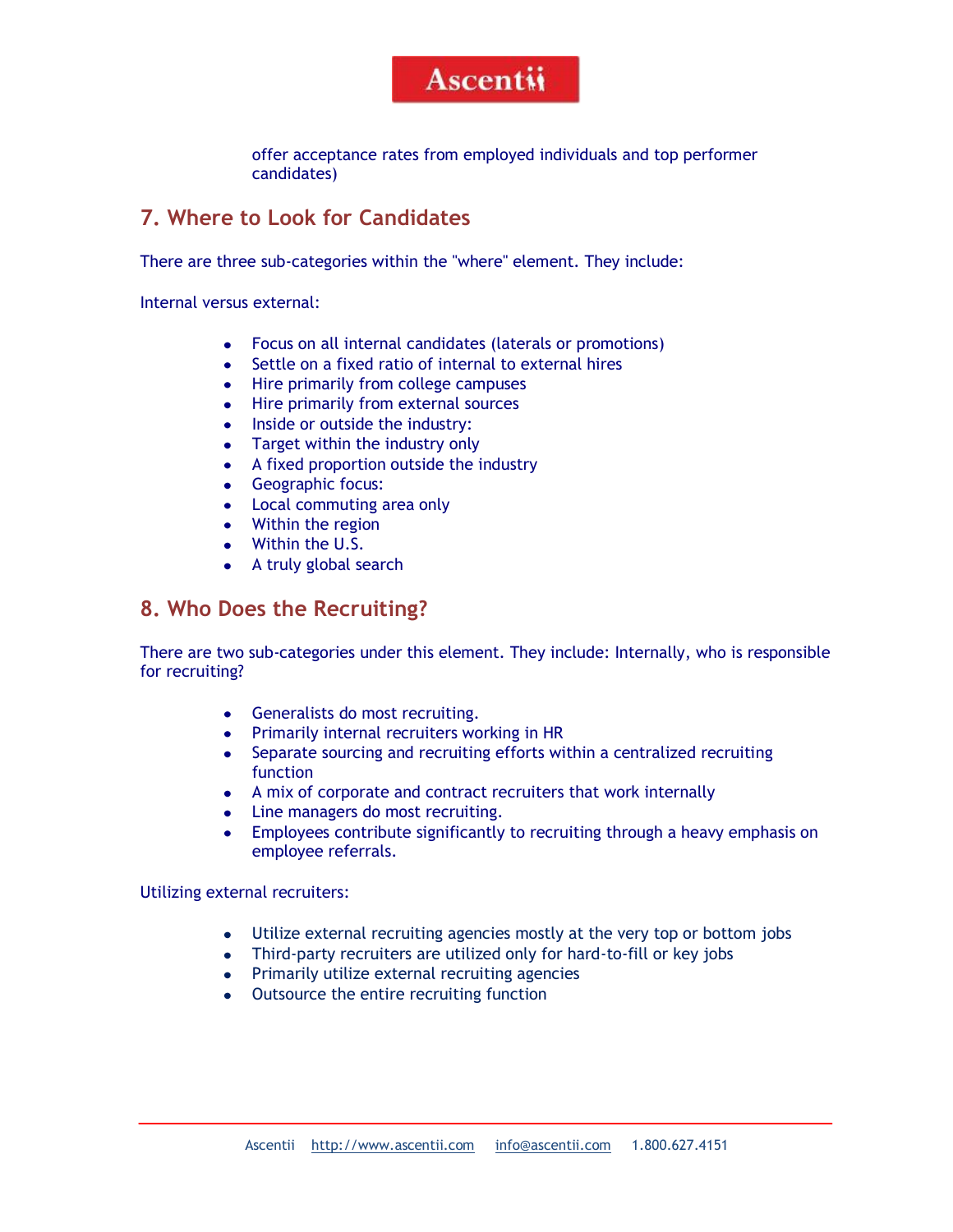offer acceptance rates from employed individuals and top performer candidates)

## 7. Where to Look for Candidates

There are three sub-categories within the "where" element. They include:

Internal versus external:

- Focus on all internal candidates (laterals or promotions)
- Settle on a fixed ratio of internal to external hires
- Hire primarily from college campuses
- Hire primarily from external sources
- Inside or outside the industry:
- Target within the industry only
- A fixed proportion outside the industry
- Geographic focus:
- Local commuting area only
- Within the region
- Within the U.S.
- A truly global search

## 8. Who Does the Recruiting?

There are two sub-categories under this element. They include: Internally, who is responsible for recruiting?

- Generalists do most recruiting.
- Primarily internal recruiters working in HR
- Separate sourcing and recruiting efforts within a centralized recruiting function
- A mix of corporate and contract recruiters that work internally
- Line managers do most recruiting.
- Employees contribute significantly to recruiting through a heavy emphasis on employee referrals.

Utilizing external recruiters:

- Utilize external recruiting agencies mostly at the very top or bottom jobs
- Third-party recruiters are utilized only for hard-to-fill or key jobs
- Primarily utilize external recruiting agencies
- Outsource the entire recruiting function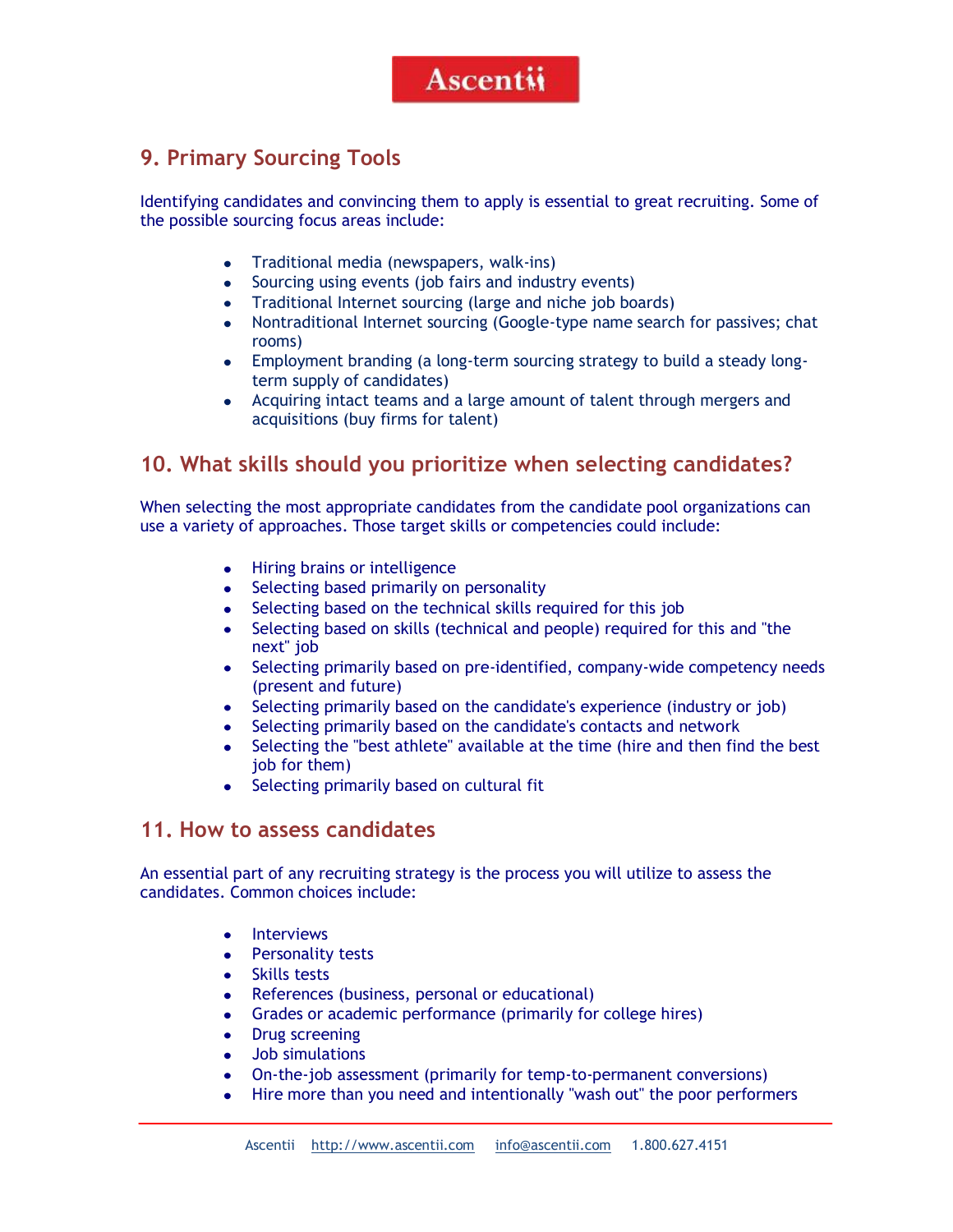## 9. Primary Sourcing Tools

Identifying candidates and convincing them to apply is essential to great recruiting. Some of the possible sourcing focus areas include:

- Traditional media (newspapers, walk-ins)
- Sourcing using events (job fairs and industry events)
- Traditional Internet sourcing (large and niche job boards)
- Nontraditional Internet sourcing (Google-type name search for passives; chat rooms)
- Employment branding (a long-term sourcing strategy to build a steady long-term supply of candidates)
- Acquiring intact teams and a large amount of talent through mergers and acquisitions (buy firms for talent)

## 10. What skills should you prioritize when selecting candidates?

When selecting the most appropriate candidates from the candidate pool organizations can use a variety of approaches. Those target skills or competencies could include:

- Hiring brains or intelligence
- Selecting based primarily on personality
- Selecting based on the technical skills required for this job
- Selecting based on skills (technical and people) required for this and "the next" job
- Selecting primarily based on pre-identified, company-wide competency needs (present and future)
- Selecting primarily based on the candidate's experience (industry or job)
- Selecting primarily based on the candidate's contacts and network
- Selecting the "best athlete" available at the time (hire and then find the best job for them)
- Selecting primarily based on cultural fit

## 11. How to assess candidates

An essential part of any recruiting strategy is the process you will utilize to assess the candidates. Common choices include:

- Interviews
- Personality tests
- Skills tests
- References (business, personal or educational)
- Grades or academic performance (primarily for college hires)
- Drug screening
- Job simulations
- On-the-job assessment (primarily for temp-to-permanent conversions)
- Hire more than you need and intentionally "wash out" the poor performers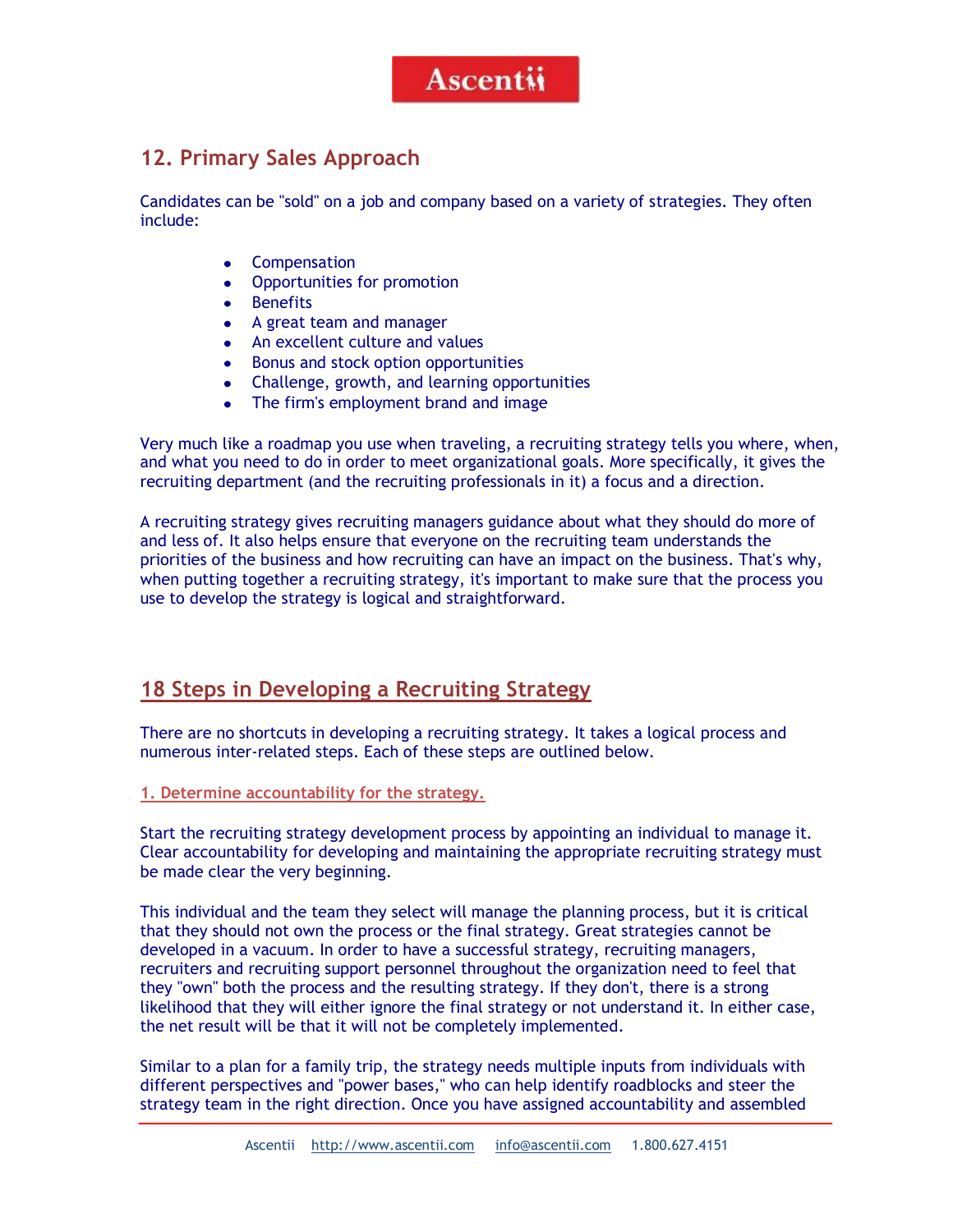## 12. Primary Sales Approach

Candidates can be "sold" on a job and company based on a variety of strategies. They often include:

- Compensation
- Opportunities for promotion
- Benefits
- A great team and manager
- An excellent culture and values
- Bonus and stock option opportunities
- Challenge, growth, and learning opportunities
- The firm's employment brand and image

Very much like a roadmap you use when traveling, a recruiting strategy tells you where, when, and what you need to do in order to meet organizational goals. More specifically, it gives the recruiting department (and the recruiting professionals in it) a focus and a direction.

A recruiting strategy gives recruiting managers guidance about what they should do more of and less of. It also helps ensure that everyone on the recruiting team understands the priorities of the business and how recruiting can have an impact on the business. That's why, when putting together a recruiting strategy, it's important to make sure that the process you use to develop the strategy is logical and straightforward.

## 18 Steps in Developing a Recruiting Strategy

There are no shortcuts in developing a recruiting strategy. It takes a logical process and numerous inter-related steps. Each of these steps are outlined below.

### 1. Determine accountability for the strategy.

Start the recruiting strategy development process by appointing an individual to manage it. Clear accountability for developing and maintaining the appropriate recruiting strategy must be made clear the very beginning.

This individual and the team they select will manage the planning process, but it is critical that they should not own the process or the final strategy. Great strategies cannot be developed in a vacuum. In order to have a successful strategy, recruiting managers, recruiters and recruiting support personnel throughout the organization need to feel that they "own" both the process and the resulting strategy. If they don't, there is a strong likelihood that they will either ignore the final strategy or not understand it. In either case, the net result will be that it will not be completely implemented.

Similar to a plan for a family trip, the strategy needs multiple inputs from individuals with different perspectives and "power bases," who can help identify roadblocks and steer the strategy team in the right direction. Once you have assigned accountability and assembled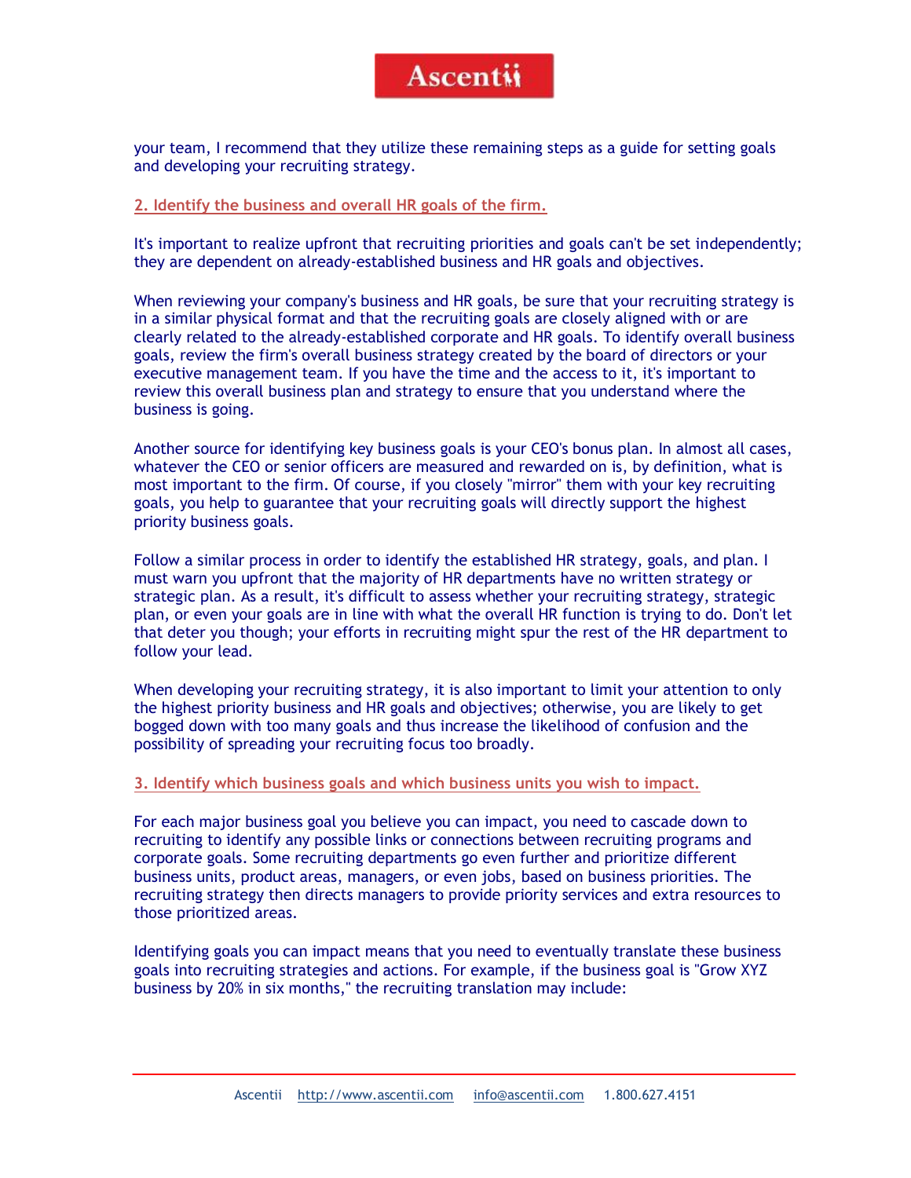your team, I recommend that they utilize these remaining steps as a guide for setting goals and developing your recruiting strategy.

## 2. Identify the business and overall HR goals of the firm.

It's important to realize upfront that recruiting priorities and goals can't be set independently; they are dependent on already-established business and HR goals and objectives.

When reviewing your company's business and HR goals, be sure that your recruiting strategy is in a similar physical format and that the recruiting goals are closely aligned with or are clearly related to the already-established corporate and HR goals. To identify overall business goals, review the firm's overall business strategy created by the board of directors or your executive management team. If you have the time and the access to it, it's important to review this overall business plan and strategy to ensure that you understand where the business is going.

Another source for identifying key business goals is your CEO's bonus plan. In almost all cases, whatever the CEO or senior officers are measured and rewarded on is, by definition, what is most important to the firm. Of course, if you closely "mirror" them with your key recruiting goals, you help to guarantee that your recruiting goals will directly support the highest priority business goals.

Follow a similar process in order to identify the established HR strategy, goals, and plan. I must warn you upfront that the majority of HR departments have no written strategy or strategic plan. As a result, it's difficult to assess whether your recruiting strategy, strategic plan, or even your goals are in line with what the overall HR function is trying to do. Don't let that deter you though; your efforts in recruiting might spur the rest of the HR department to follow your lead.

When developing your recruiting strategy, it is also important to limit your attention to only the highest priority business and HR goals and objectives; otherwise, you are likely to get bogged down with too many goals and thus increase the likelihood of confusion and the possibility of spreading your recruiting focus too broadly.

## 3. Identify which business goals and which business units you wish to impact.

For each major business goal you believe you can impact, you need to cascade down to recruiting to identify any possible links or connections between recruiting programs and corporate goals. Some recruiting departments go even further and prioritize different business units, product areas, managers, or even jobs, based on business priorities. The recruiting strategy then directs managers to provide priority services and extra resources to those prioritized areas.

Identifying goals you can impact means that you need to eventually translate these business goals into recruiting strategies and actions. For example, if the business goal is "Grow XYZ business by 20% in six months," the recruiting translation may include: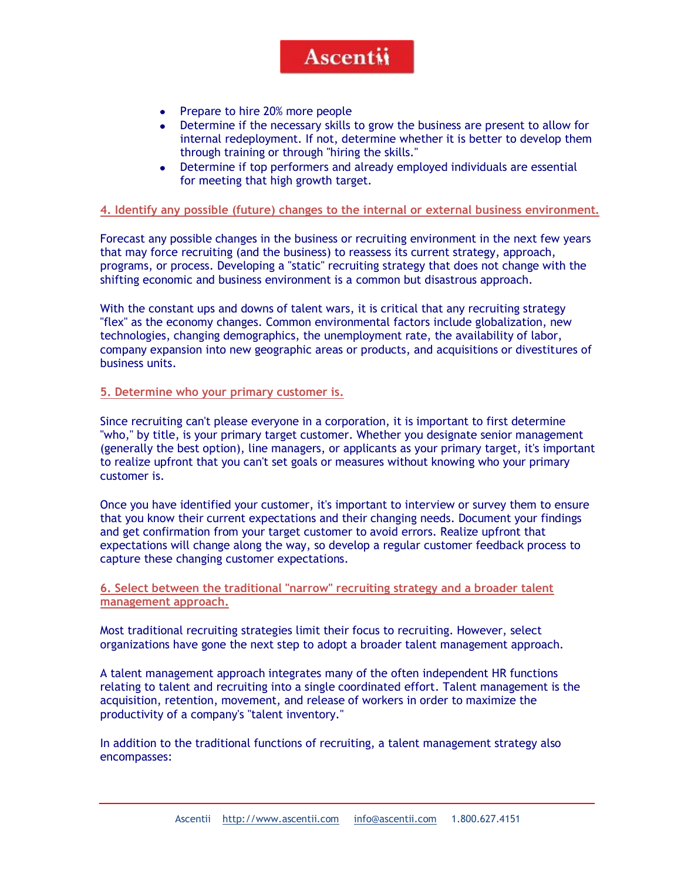- Prepare to hire 20% more people
- Determine if the necessary skills to grow the business are present to allow for internal redeployment. If not, determine whether it is better to develop them through training or through "hiring the skills."
- Determine if top performers and already employed individuals are essential for meeting that high growth target.

### 4. Identify any possible (future) changes to the internal or external business environment.

Forecast any possible changes in the business or recruiting environment in the next few years that may force recruiting (and the business) to reassess its current strategy, approach, programs, or process. Developing a "static" recruiting strategy that does not change with the shifting economic and business environment is a common but disastrous approach.

With the constant ups and downs of talent wars, it is critical that any recruiting strategy "flex" as the economy changes. Common environmental factors include globalization, new technologies, changing demographics, the unemployment rate, the availability of labor, company expansion into new geographic areas or products, and acquisitions or divestitures of business units.

### 5. Determine who your primary customer is.

Since recruiting can't please everyone in a corporation, it is important to first determine "who," by title, is your primary target customer. Whether you designate senior management (generally the best option), line managers, or applicants as your primary target, it's important to realize upfront that you can't set goals or measures without knowing who your primary customer is.

Once you have identified your customer, it's important to interview or survey them to ensure that you know their current expectations and their changing needs. Document your findings and get confirmation from your target customer to avoid errors. Realize upfront that expectations will change along the way, so develop a regular customer feedback process to capture these changing customer expectations.

### 6. Select between the traditional "narrow" recruiting strategy and a broader talent management approach.

Most traditional recruiting strategies limit their focus to recruiting. However, select organizations have gone the next step to adopt a broader talent management approach.

A talent management approach integrates many of the often independent HR functions relating to talent and recruiting into a single coordinated effort. Talent management is the acquisition, retention, movement, and release of workers in order to maximize the productivity of a company's "talent inventory."

In addition to the traditional functions of recruiting, a talent management strategy also encompasses: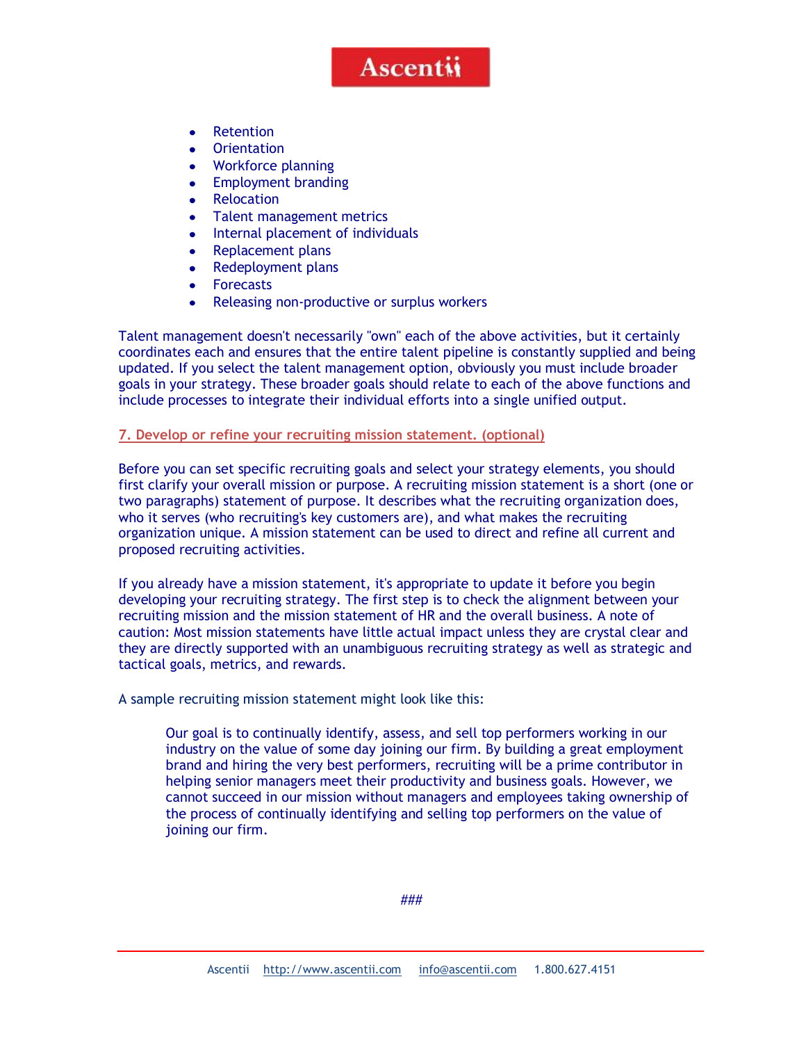- Retention
- Orientation
- Workforce planning
- Employment branding
- Relocation
- Talent management metrics
- Internal placement of individuals
- Replacement plans
- Redeployment plans
- Forecasts
- Releasing non-productive or surplus workers

Talent management doesn't necessarily "own" each of the above activities, but it certainly coordinates each and ensures that the entire talent pipeline is constantly supplied and being updated. If you select the talent management option, obviously you must include broader goals in your strategy. These broader goals should relate to each of the above functions and include processes to integrate their individual efforts into a single unified output.

## 7. Develop or refine your recruiting mission statement. (optional)

Before you can set specific recruiting goals and select your strategy elements, you should first clarify your overall mission or purpose. A recruiting mission statement is a short (one or two paragraphs) statement of purpose. It describes what the recruiting organization does, who it serves (who recruiting's key customers are), and what makes the recruiting organization unique. A mission statement can be used to direct and refine all current and proposed recruiting activities.

If you already have a mission statement, it's appropriate to update it before you begin developing your recruiting strategy. The first step is to check the alignment between your recruiting mission and the mission statement of HR and the overall business. A note of caution: Most mission statements have little actual impact unless they are crystal clear and they are directly supported with an unambiguous recruiting strategy as well as strategic and tactical goals, metrics, and rewards.

A sample recruiting mission statement might look like this:

> Our goal is to continually identify, assess, and sell top performers working in our industry on the value of some day joining our firm. By building a great employment brand and hiring the very best performers, recruiting will be a prime contributor in helping senior managers meet their productivity and business goals. However, we cannot succeed in our mission without managers and employees taking ownership of the process of continually identifying and selling top performers on the value of joining our firm.

###